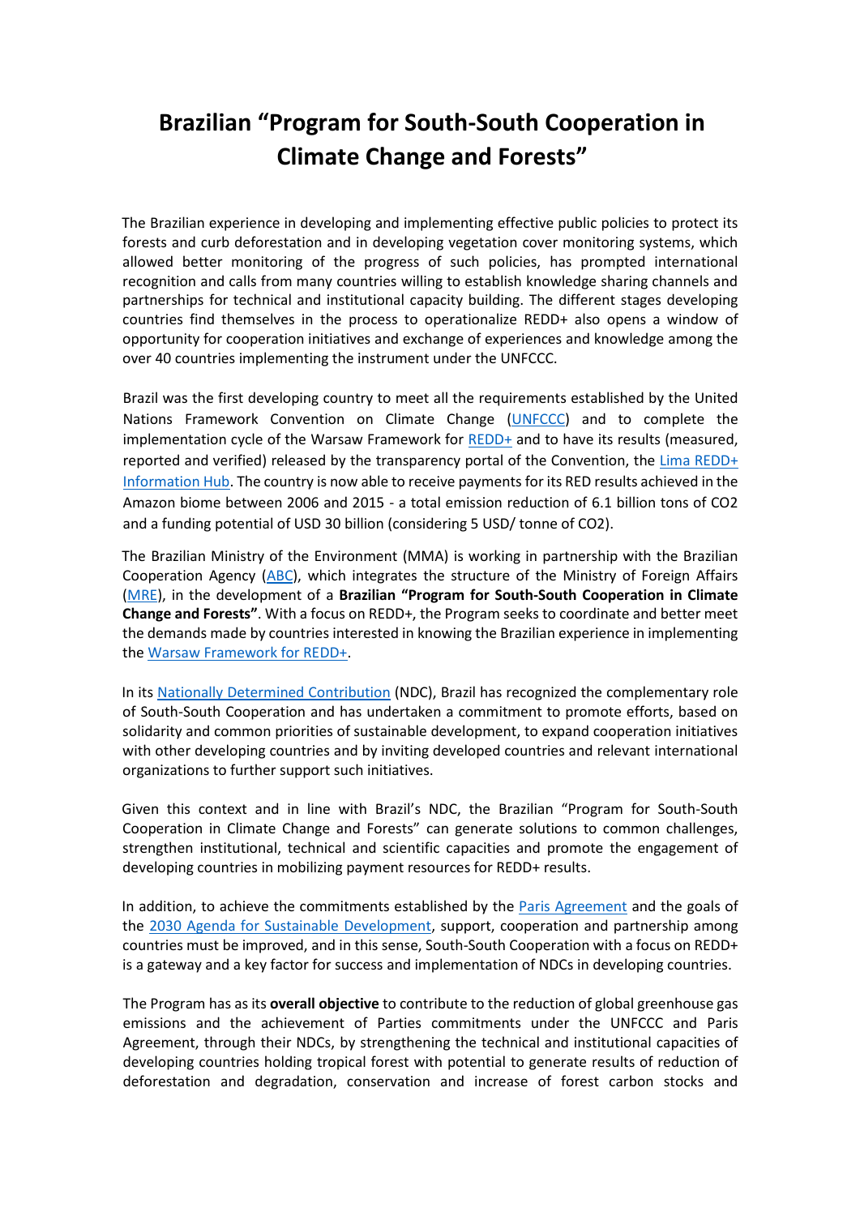# Brazilian "Program for South-South Cooperation in Climate Change and Forests"

The Brazilian experience in developing and implementing effective public policies to protect its forests and curb deforestation and in developing vegetation cover monitoring systems, which allowed better monitoring of the progress of such policies, has prompted international recognition and calls from many countries willing to establish knowledge sharing channels and partnerships for technical and institutional capacity building. The different stages developing countries find themselves in the process to operationalize REDD+ also opens a window of opportunity for cooperation initiatives and exchange of experiences and knowledge among the over 40 countries implementing the instrument under the UNFCCC.

Brazil was the first developing country to meet all the requirements established by the United Nations Framework Convention on Climate Change (UNFCCC) and to complete the implementation cycle of the Warsaw Framework for REDD+ and to have its results (measured, reported and verified) released by the transparency portal of the Convention, the Lima REDD+ Information Hub. The country is now able to receive payments for its RED results achieved in the Amazon biome between 2006 and 2015 - a total emission reduction of 6.1 billion tons of $CO_2$ and a funding potential of USD 30 billion (considering 5 USD/ tonne of $CO_2$).

The Brazilian Ministry of the Environment (MMA) is working in partnership with the Brazilian Cooperation Agency (ABC), which integrates the structure of the Ministry of Foreign Affairs (MRE), in the development of a **Brazilian "Program for South-South Cooperation in Climate Change and Forests"**. With a focus on REDD+, the Program seeks to coordinate and better meet the demands made by countries interested in knowing the Brazilian experience in implementing the Warsaw Framework for REDD+.

In its Nationally Determined Contribution (NDC), Brazil has recognized the complementary role of South-South Cooperation and has undertaken a commitment to promote efforts, based on solidarity and common priorities of sustainable development, to expand cooperation initiatives with other developing countries and by inviting developed countries and relevant international organizations to further support such initiatives.

Given this context and in line with Brazil's NDC, the Brazilian "Program for South-South Cooperation in Climate Change and Forests" can generate solutions to common challenges, strengthen institutional, technical and scientific capacities and promote the engagement of developing countries in mobilizing payment resources for REDD+ results.

In addition, to achieve the commitments established by the Paris Agreement and the goals of the 2030 Agenda for Sustainable Development, support, cooperation and partnership among countries must be improved, and in this sense, South-South Cooperation with a focus on REDD+ is a gateway and a key factor for success and implementation of NDCs in developing countries.

The Program has as its **overall objective** to contribute to the reduction of global greenhouse gas emissions and the achievement of Parties commitments under the UNFCCC and Paris Agreement, through their NDCs, by strengthening the technical and institutional capacities of developing countries holding tropical forest with potential to generate results of reduction of deforestation and degradation, conservation and increase of forest carbon stocks and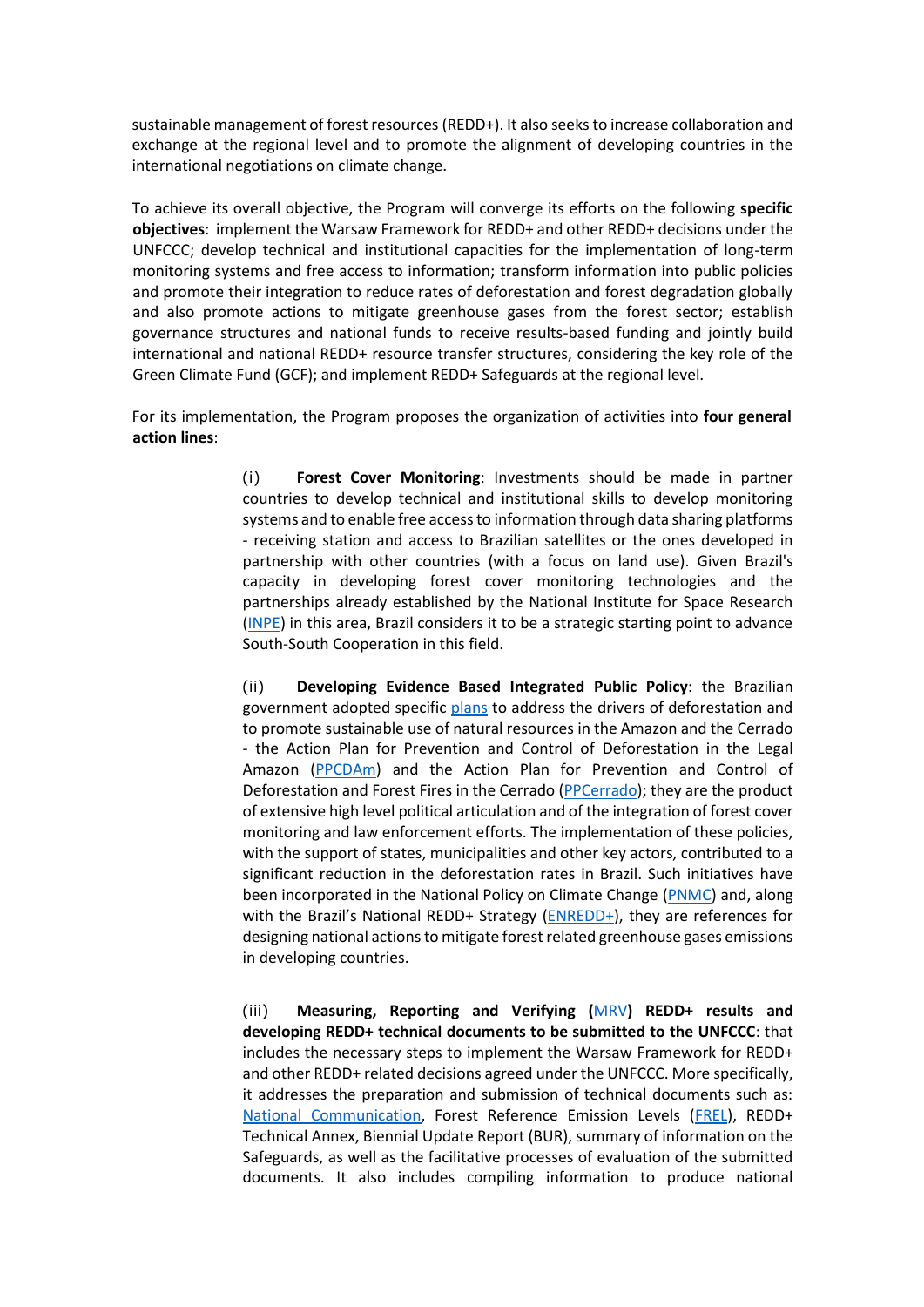sustainable management of forest resources (REDD+). It also seeks to increase collaboration and exchange at the regional level and to promote the alignment of developing countries in the international negotiations on climate change.

To achieve its overall objective, the Program will converge its efforts on the following **specific objectives**: implement the Warsaw Framework for REDD+ and other REDD+ decisions under the UNFCCC; develop technical and institutional capacities for the implementation of long-term monitoring systems and free access to information; transform information into public policies and promote their integration to reduce rates of deforestation and forest degradation globally and also promote actions to mitigate greenhouse gases from the forest sector; establish governance structures and national funds to receive results-based funding and jointly build international and national REDD+ resource transfer structures, considering the key role of the Green Climate Fund (GCF); and implement REDD+ Safeguards at the regional level.

For its implementation, the Program proposes the organization of activities into **four general action lines**:

(i) **Forest Cover Monitoring**: Investments should be made in partner countries to develop technical and institutional skills to develop monitoring systems and to enable free access to information through data sharing platforms - receiving station and access to Brazilian satellites or the ones developed in partnership with other countries (with a focus on land use). Given Brazil's capacity in developing forest cover monitoring technologies and the partnerships already established by the National Institute for Space Research (INPE) in this area, Brazil considers it to be a strategic starting point to advance South-South Cooperation in this field.

(ii) **Developing Evidence Based Integrated Public Policy**: the Brazilian government adopted specific plans to address the drivers of deforestation and to promote sustainable use of natural resources in the Amazon and the Cerrado - the Action Plan for Prevention and Control of Deforestation in the Legal Amazon (PPCDAm) and the Action Plan for Prevention and Control of Deforestation and Forest Fires in the Cerrado (PPCerrado); they are the product of extensive high level political articulation and of the integration of forest cover monitoring and law enforcement efforts. The implementation of these policies, with the support of states, municipalities and other key actors, contributed to a significant reduction in the deforestation rates in Brazil. Such initiatives have been incorporated in the National Policy on Climate Change (PNMC) and, along with the Brazil's National REDD+ Strategy (ENREDD+), they are references for designing national actions to mitigate forest related greenhouse gases emissions in developing countries.

(iii) **Measuring, Reporting and Verifying (MRV) REDD+ results and developing REDD+ technical documents to be submitted to the UNFCCC**: that includes the necessary steps to implement the Warsaw Framework for REDD+ and other REDD+ related decisions agreed under the UNFCCC. More specifically, it addresses the preparation and submission of technical documents such as: National Communication, Forest Reference Emission Levels (FREL), REDD+ Technical Annex, Biennial Update Report (BUR), summary of information on the Safeguards, as well as the facilitative processes of evaluation of the submitted documents. It also includes compiling information to produce national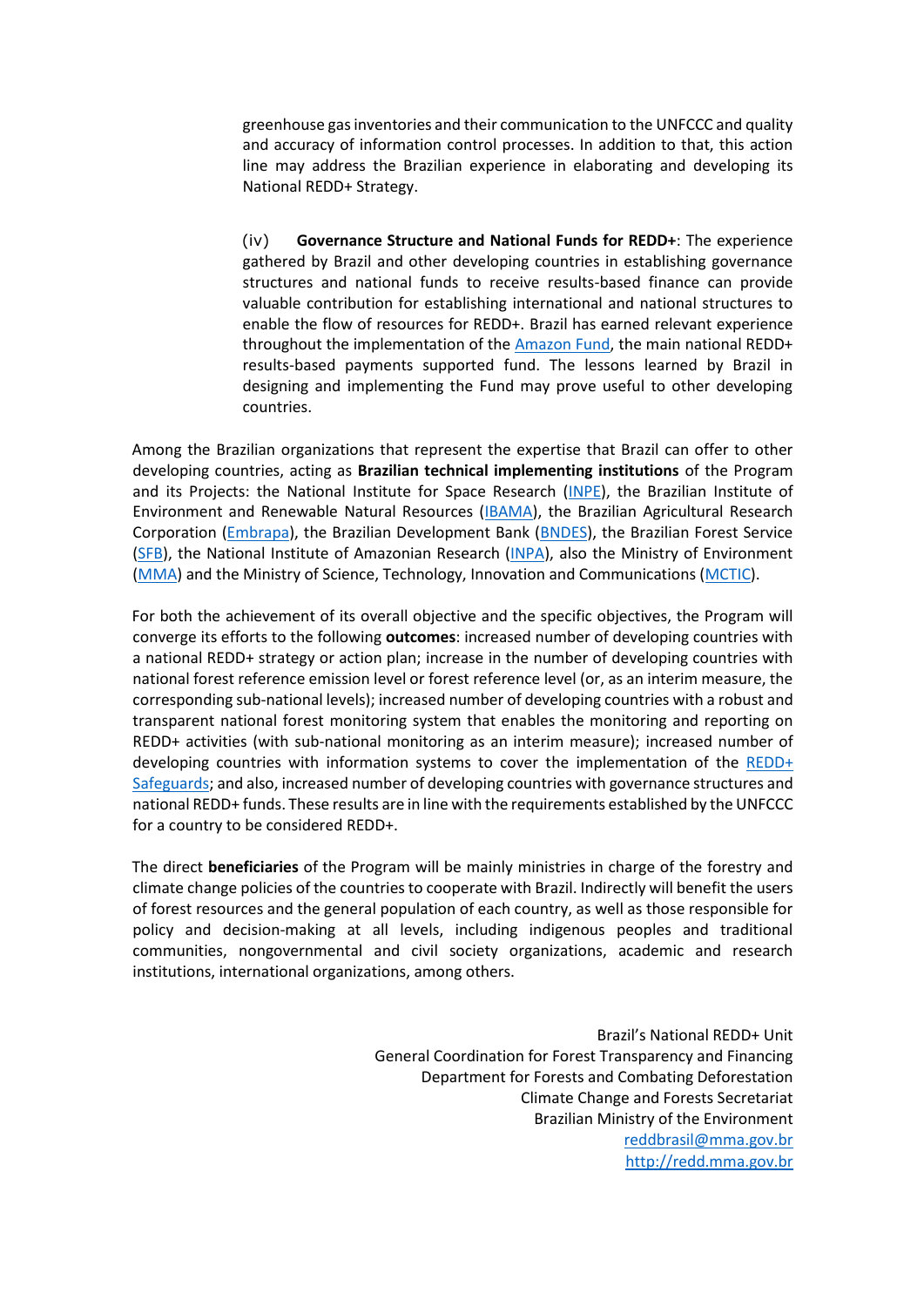greenhouse gas inventories and their communication to the UNFCCC and quality and accuracy of information control processes. In addition to that, this action line may address the Brazilian experience in elaborating and developing its National REDD+ Strategy.

(iv) **Governance Structure and National Funds for REDD+**: The experience gathered by Brazil and other developing countries in establishing governance structures and national funds to receive results-based finance can provide valuable contribution for establishing international and national structures to enable the flow of resources for REDD+. Brazil has earned relevant experience throughout the implementation of the Amazon Fund, the main national REDD+ results-based payments supported fund. The lessons learned by Brazil in designing and implementing the Fund may prove useful to other developing countries.

Among the Brazilian organizations that represent the expertise that Brazil can offer to other developing countries, acting as **Brazilian technical implementing institutions** of the Program and its Projects: the National Institute for Space Research (INPE), the Brazilian Institute of Environment and Renewable Natural Resources (IBAMA), the Brazilian Agricultural Research Corporation (Embrapa), the Brazilian Development Bank (BNDES), the Brazilian Forest Service (SFB), the National Institute of Amazonian Research (INPA), also the Ministry of Environment (MMA) and the Ministry of Science, Technology, Innovation and Communications (MCTIC).

For both the achievement of its overall objective and the specific objectives, the Program will converge its efforts to the following **outcomes**: increased number of developing countries with a national REDD+ strategy or action plan; increase in the number of developing countries with national forest reference emission level or forest reference level (or, as an interim measure, the corresponding sub-national levels); increased number of developing countries with a robust and transparent national forest monitoring system that enables the monitoring and reporting on REDD+ activities (with sub-national monitoring as an interim measure); increased number of developing countries with information systems to cover the implementation of the REDD+ Safeguards; and also, increased number of developing countries with governance structures and national REDD+ funds. These results are in line with the requirements established by the UNFCCC for a country to be considered REDD+.

The direct **beneficiaries** of the Program will be mainly ministries in charge of the forestry and climate change policies of the countries to cooperate with Brazil. Indirectly will benefit the users of forest resources and the general population of each country, as well as those responsible for policy and decision-making at all levels, including indigenous peoples and traditional communities, nongovernmental and civil society organizations, academic and research institutions, international organizations, among others.

Brazil's National REDD+ Unit
General Coordination for Forest Transparency and Financing
Department for Forests and Combating Deforestation
Climate Change and Forests Secretariat
Brazilian Ministry of the Environment
reddbrasil@mma.gov.br
http://redd.mma.gov.br